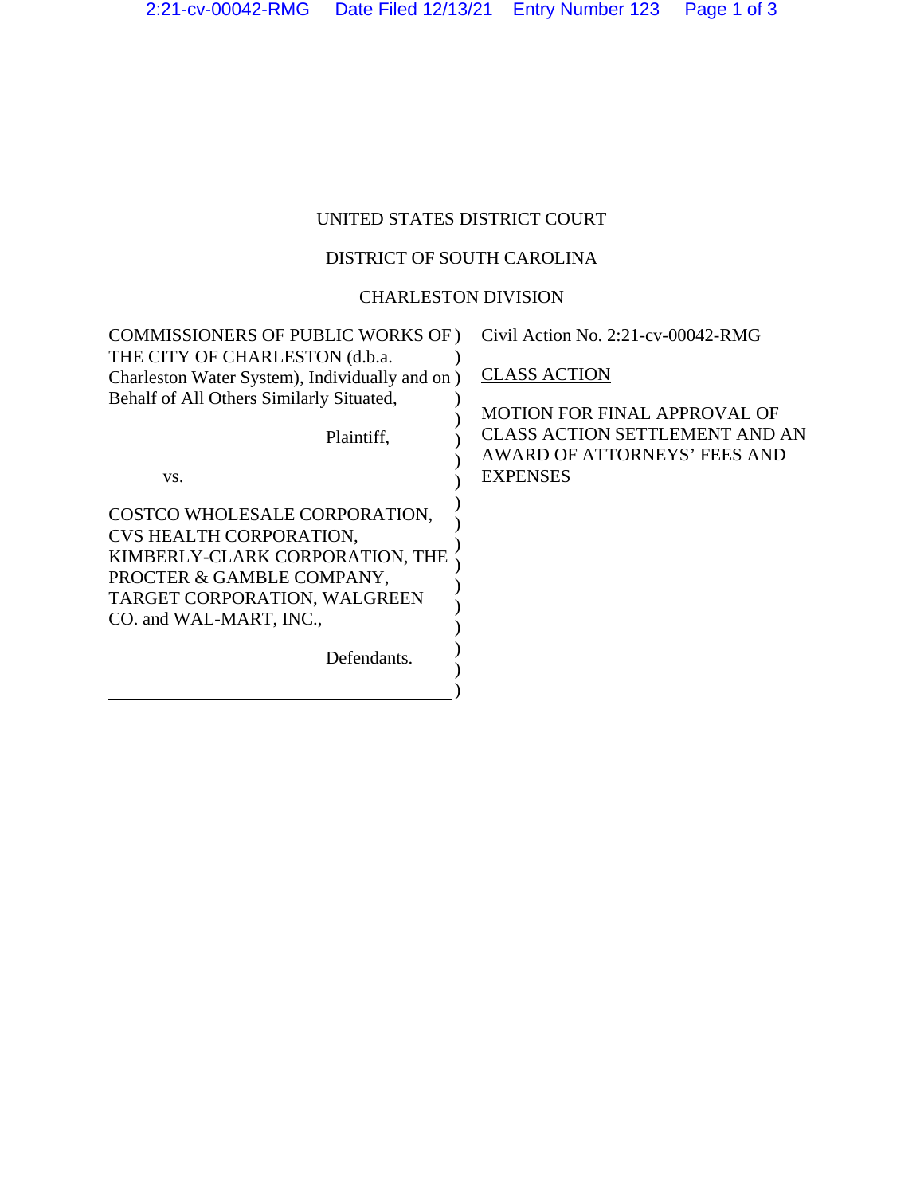UNITED STATES DISTRICT COURT

DISTRICT OF SOUTH CAROLINA

CHARLESTON DIVISION

COMMISSIONERS OF PUBLIC WORKS OF THE CITY OF CHARLESTON (d.b.a. Charleston Water System), Individually and on Behalf of All Others Similarly Situated,

Plaintiff,

vs.

COSTCO WHOLESALE CORPORATION, CVS HEALTH CORPORATION, KIMBERLY-CLARK CORPORATION, THE PROCTER & GAMBLE COMPANY, TARGET CORPORATION, WALGREEN CO. and WAL-MART, INC.,

Defendants.

Civil Action No. 2:21-cv-00042-RMG

CLASS ACTION

MOTION FOR FINAL APPROVAL OF CLASS ACTION SETTLEMENT AND AN AWARD OF ATTORNEYS' FEES AND EXPENSES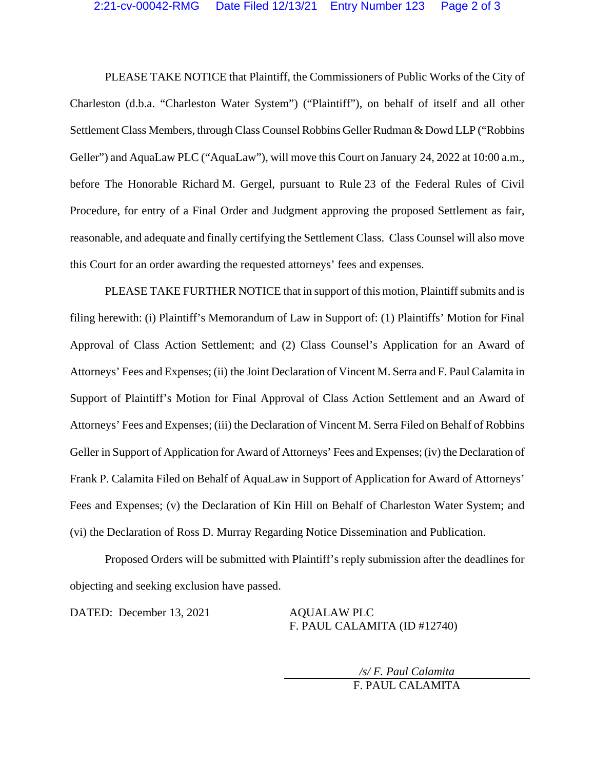PLEASE TAKE NOTICE that Plaintiff, the Commissioners of Public Works of the City of Charleston (d.b.a. "Charleston Water System") ("Plaintiff"), on behalf of itself and all other Settlement Class Members, through Class Counsel Robbins Geller Rudman & Dowd LLP ("Robbins Geller") and AquaLaw PLC ("AquaLaw"), will move this Court on January 24, 2022 at 10:00 a.m., before The Honorable Richard M. Gergel, pursuant to Rule 23 of the Federal Rules of Civil Procedure, for entry of a Final Order and Judgment approving the proposed Settlement as fair, reasonable, and adequate and finally certifying the Settlement Class. Class Counsel will also move this Court for an order awarding the requested attorneys' fees and expenses.

PLEASE TAKE FURTHER NOTICE that in support of this motion, Plaintiff submits and is filing herewith: (i) Plaintiff's Memorandum of Law in Support of: (1) Plaintiffs' Motion for Final Approval of Class Action Settlement; and (2) Class Counsel's Application for an Award of Attorneys' Fees and Expenses; (ii) the Joint Declaration of Vincent M. Serra and F. Paul Calamita in Support of Plaintiff's Motion for Final Approval of Class Action Settlement and an Award of Attorneys' Fees and Expenses; (iii) the Declaration of Vincent M. Serra Filed on Behalf of Robbins Geller in Support of Application for Award of Attorneys' Fees and Expenses; (iv) the Declaration of Frank P. Calamita Filed on Behalf of AquaLaw in Support of Application for Award of Attorneys' Fees and Expenses; (v) the Declaration of Kin Hill on Behalf of Charleston Water System; and (vi) the Declaration of Ross D. Murray Regarding Notice Dissemination and Publication.

Proposed Orders will be submitted with Plaintiff's reply submission after the deadlines for objecting and seeking exclusion have passed.

DATED: December 13, 2021

AQUALAW PLC
F. PAUL CALAMITA (ID #12740)

*/s/ F. Paul Calamita*
F. PAUL CALAMITA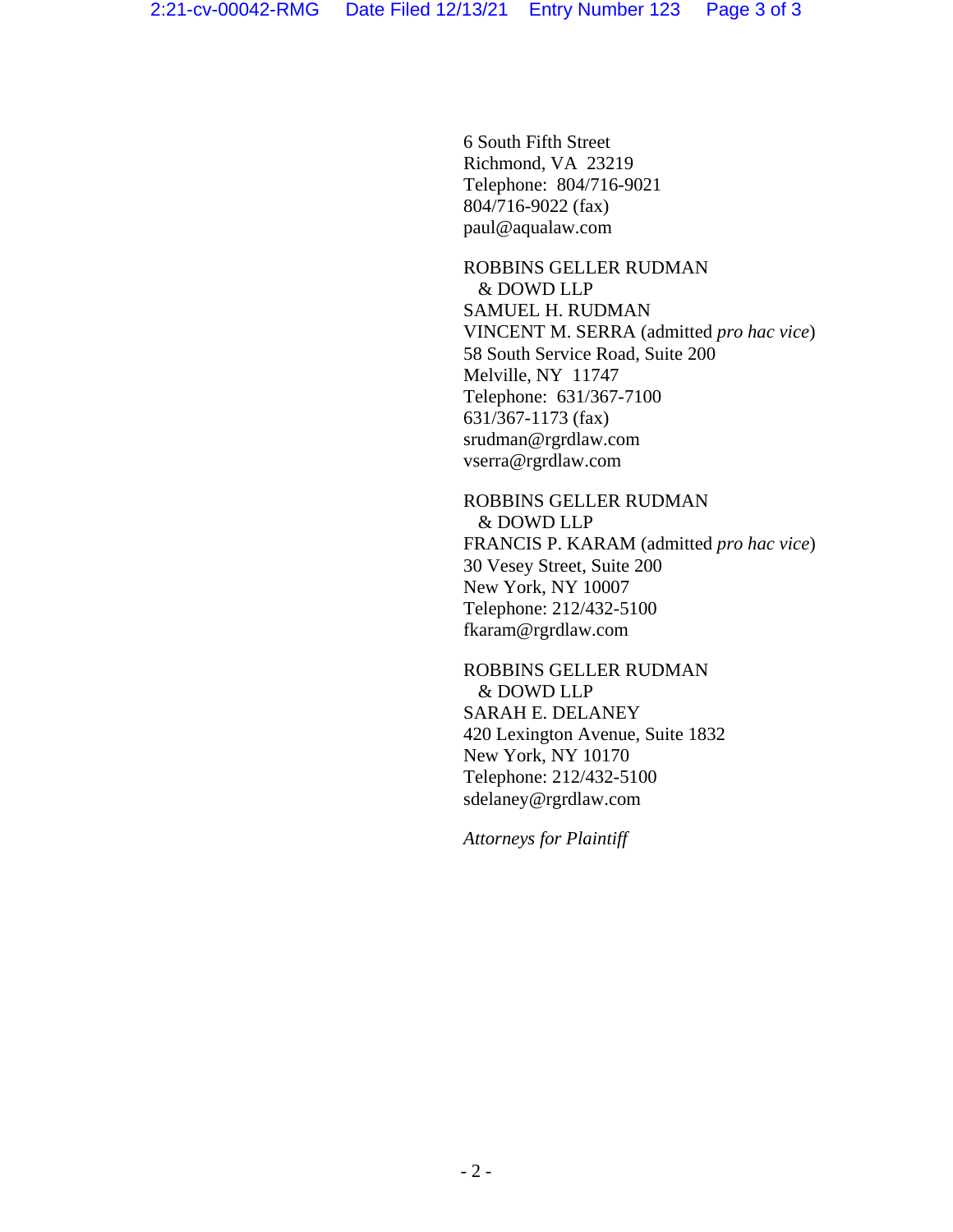6 South Fifth Street
Richmond, VA 23219
Telephone: 804/716-9021
804/716-9022 (fax)
paul@aqualaw.com

ROBBINS GELLER RUDMAN
& DOWD LLP
SAMUEL H. RUDMAN
VINCENT M. SERRA (admitted *pro hac vice*)
58 South Service Road, Suite 200
Melville, NY 11747
Telephone: 631/367-7100
631/367-1173 (fax)
srudman@rgrdlaw.com
vserra@rgrdlaw.com

ROBBINS GELLER RUDMAN
& DOWD LLP
FRANCIS P. KARAM (admitted *pro hac vice*)
30 Vesey Street, Suite 200
New York, NY 10007
Telephone: 212/432-5100
fkaram@rgrdlaw.com

ROBBINS GELLER RUDMAN
& DOWD LLP
SARAH E. DELANEY
420 Lexington Avenue, Suite 1832
New York, NY 10170
Telephone: 212/432-5100
sdelaney@rgrdlaw.com

*Attorneys for Plaintiff*